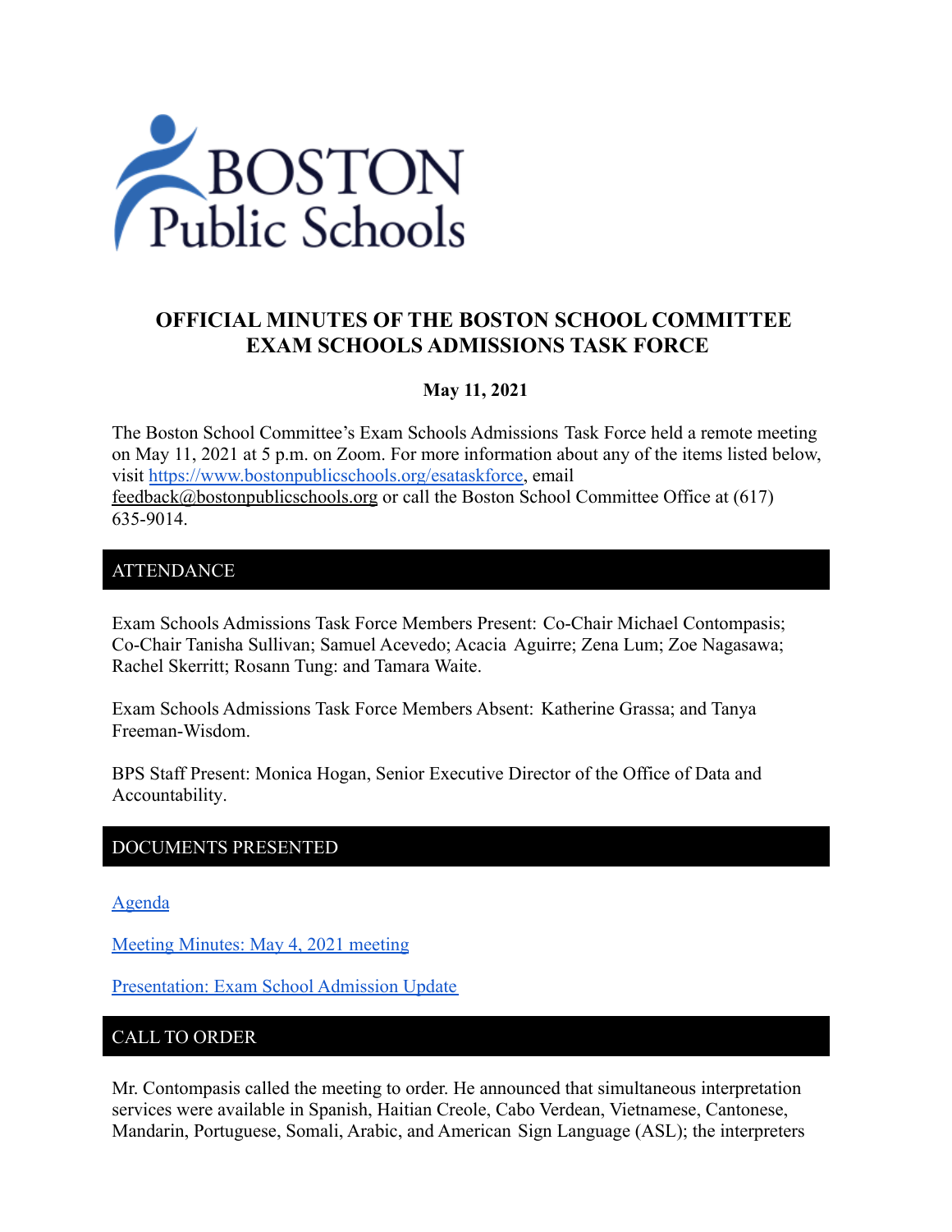# OFFICIAL MINUTES OF THE BOSTON SCHOOL COMMITTEE EXAM SCHOOLS ADMISSIONS TASK FORCE

**May 11, 2021**

The Boston School Committee's Exam Schools Admissions Task Force held a remote meeting on May 11, 2021 at 5 p.m. on Zoom. For more information about any of the items listed below, visit https://www.bostonpublicschools.org/esataskforce, email feedback@bostonpublicschools.org or call the Boston School Committee Office at (617) 635-9014.

## ATTENDANCE

Exam Schools Admissions Task Force Members Present: Co-Chair Michael Contompasis; Co-Chair Tanisha Sullivan; Samuel Acevedo; Acacia Aguirre; Zena Lum; Zoe Nagasawa; Rachel Skerritt; Rosann Tung: and Tamara Waite.

Exam Schools Admissions Task Force Members Absent: Katherine Grassa; and Tanya Freeman-Wisdom.

BPS Staff Present: Monica Hogan, Senior Executive Director of the Office of Data and Accountability.

## DOCUMENTS PRESENTED

Agenda

Meeting Minutes: May 4, 2021 meeting

Presentation: Exam School Admission Update

## CALL TO ORDER

Mr. Contompasis called the meeting to order. He announced that simultaneous interpretation services were available in Spanish, Haitian Creole, Cabo Verdean, Vietnamese, Cantonese, Mandarin, Portuguese, Somali, Arabic, and American Sign Language (ASL); the interpreters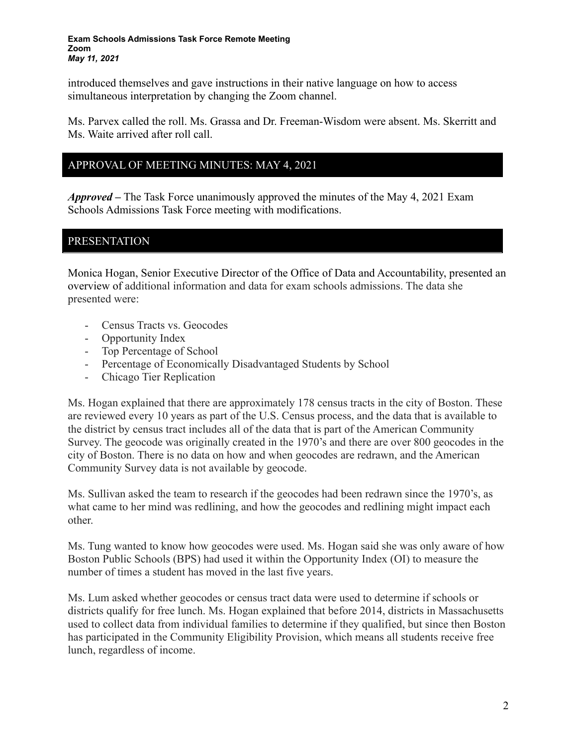introduced themselves and gave instructions in their native language on how to access simultaneous interpretation by changing the Zoom channel.

Ms. Parvex called the roll. Ms. Grassa and Dr. Freeman-Wisdom were absent. Ms. Skerritt and Ms. Waite arrived after roll call.

## APPROVAL OF MEETING MINUTES: MAY 4, 2021

***Approved*** **–** The Task Force unanimously approved the minutes of the May 4, 2021 Exam Schools Admissions Task Force meeting with modifications.

## PRESENTATION

Monica Hogan, Senior Executive Director of the Office of Data and Accountability, presented an overview of additional information and data for exam schools admissions. The data she presented were:

- Census Tracts vs. Geocodes
- Opportunity Index
- Top Percentage of School
- Percentage of Economically Disadvantaged Students by School
- Chicago Tier Replication

Ms. Hogan explained that there are approximately 178 census tracts in the city of Boston. These are reviewed every 10 years as part of the U.S. Census process, and the data that is available to the district by census tract includes all of the data that is part of the American Community Survey. The geocode was originally created in the 1970's and there are over 800 geocodes in the city of Boston. There is no data on how and when geocodes are redrawn, and the American Community Survey data is not available by geocode.

Ms. Sullivan asked the team to research if the geocodes had been redrawn since the 1970's, as what came to her mind was redlining, and how the geocodes and redlining might impact each other.

Ms. Tung wanted to know how geocodes were used. Ms. Hogan said she was only aware of how Boston Public Schools (BPS) had used it within the Opportunity Index (OI) to measure the number of times a student has moved in the last five years.

Ms. Lum asked whether geocodes or census tract data were used to determine if schools or districts qualify for free lunch. Ms. Hogan explained that before 2014, districts in Massachusetts used to collect data from individual families to determine if they qualified, but since then Boston has participated in the Community Eligibility Provision, which means all students receive free lunch, regardless of income.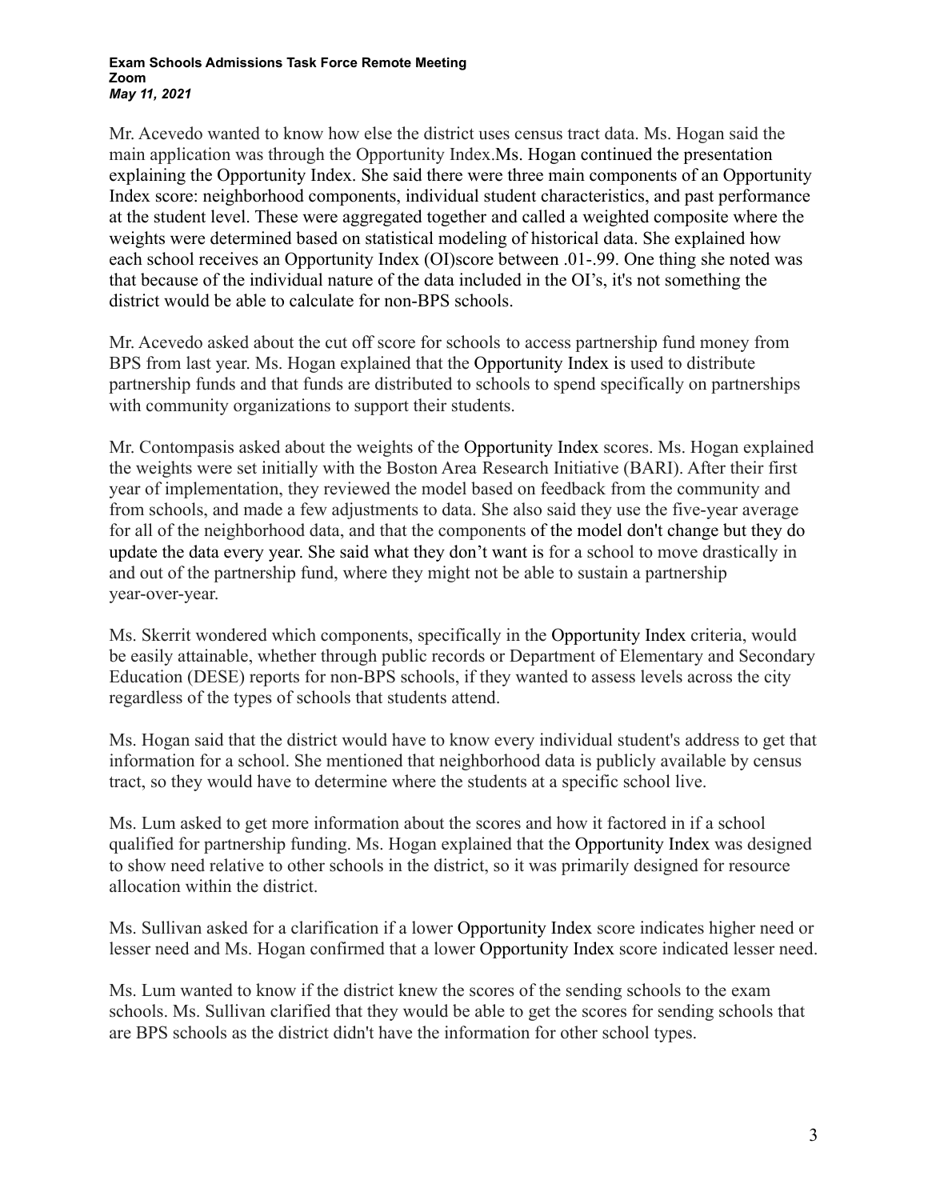Mr. Acevedo wanted to know how else the district uses census tract data. Ms. Hogan said the main application was through the Opportunity Index.Ms. Hogan continued the presentation explaining the Opportunity Index. She said there were three main components of an Opportunity Index score: neighborhood components, individual student characteristics, and past performance at the student level. These were aggregated together and called a weighted composite where the weights were determined based on statistical modeling of historical data. She explained how each school receives an Opportunity Index (OI)score between .01-.99. One thing she noted was that because of the individual nature of the data included in the OI's, it's not something the district would be able to calculate for non-BPS schools.

Mr. Acevedo asked about the cut off score for schools to access partnership fund money from BPS from last year. Ms. Hogan explained that the Opportunity Index is used to distribute partnership funds and that funds are distributed to schools to spend specifically on partnerships with community organizations to support their students.

Mr. Contompasis asked about the weights of the Opportunity Index scores. Ms. Hogan explained the weights were set initially with the Boston Area Research Initiative (BARI). After their first year of implementation, they reviewed the model based on feedback from the community and from schools, and made a few adjustments to data. She also said they use the five-year average for all of the neighborhood data, and that the components of the model don't change but they do update the data every year. She said what they don't want is for a school to move drastically in and out of the partnership fund, where they might not be able to sustain a partnership year-over-year.

Ms. Skerrit wondered which components, specifically in the Opportunity Index criteria, would be easily attainable, whether through public records or Department of Elementary and Secondary Education (DESE) reports for non-BPS schools, if they wanted to assess levels across the city regardless of the types of schools that students attend.

Ms. Hogan said that the district would have to know every individual student's address to get that information for a school. She mentioned that neighborhood data is publicly available by census tract, so they would have to determine where the students at a specific school live.

Ms. Lum asked to get more information about the scores and how it factored in if a school qualified for partnership funding. Ms. Hogan explained that the Opportunity Index was designed to show need relative to other schools in the district, so it was primarily designed for resource allocation within the district.

Ms. Sullivan asked for a clarification if a lower Opportunity Index score indicates higher need or lesser need and Ms. Hogan confirmed that a lower Opportunity Index score indicated lesser need.

Ms. Lum wanted to know if the district knew the scores of the sending schools to the exam schools. Ms. Sullivan clarified that they would be able to get the scores for sending schools that are BPS schools as the district didn't have the information for other school types.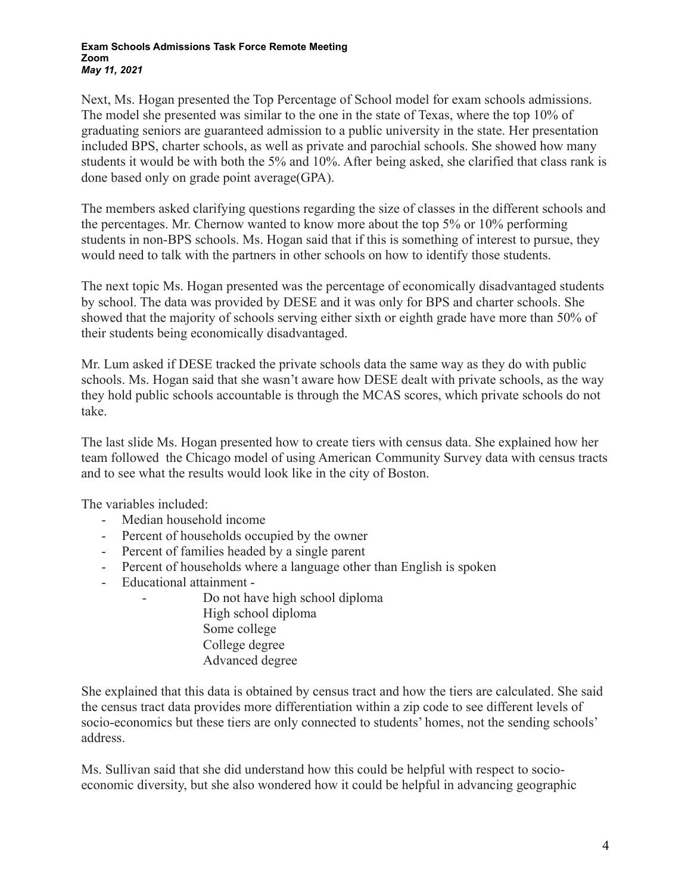Next, Ms. Hogan presented the Top Percentage of School model for exam schools admissions. The model she presented was similar to the one in the state of Texas, where the top 10% of graduating seniors are guaranteed admission to a public university in the state. Her presentation included BPS, charter schools, as well as private and parochial schools. She showed how many students it would be with both the 5% and 10%. After being asked, she clarified that class rank is done based only on grade point average(GPA).

The members asked clarifying questions regarding the size of classes in the different schools and the percentages. Mr. Chernow wanted to know more about the top 5% or 10% performing students in non-BPS schools. Ms. Hogan said that if this is something of interest to pursue, they would need to talk with the partners in other schools on how to identify those students.

The next topic Ms. Hogan presented was the percentage of economically disadvantaged students by school. The data was provided by DESE and it was only for BPS and charter schools. She showed that the majority of schools serving either sixth or eighth grade have more than 50% of their students being economically disadvantaged.

Mr. Lum asked if DESE tracked the private schools data the same way as they do with public schools. Ms. Hogan said that she wasn't aware how DESE dealt with private schools, as the way they hold public schools accountable is through the MCAS scores, which private schools do not take.

The last slide Ms. Hogan presented how to create tiers with census data. She explained how her team followed the Chicago model of using American Community Survey data with census tracts and to see what the results would look like in the city of Boston.

The variables included:

- Median household income
- Percent of households occupied by the owner
- Percent of families headed by a single parent
- Percent of households where a language other than English is spoken
- Educational attainment -
    - Do not have high school diploma
      High school diploma
      Some college
      College degree
      Advanced degree

She explained that this data is obtained by census tract and how the tiers are calculated. She said the census tract data provides more differentiation within a zip code to see different levels of socio-economics but these tiers are only connected to students' homes, not the sending schools' address.

Ms. Sullivan said that she did understand how this could be helpful with respect to socio-economic diversity, but she also wondered how it could be helpful in advancing geographic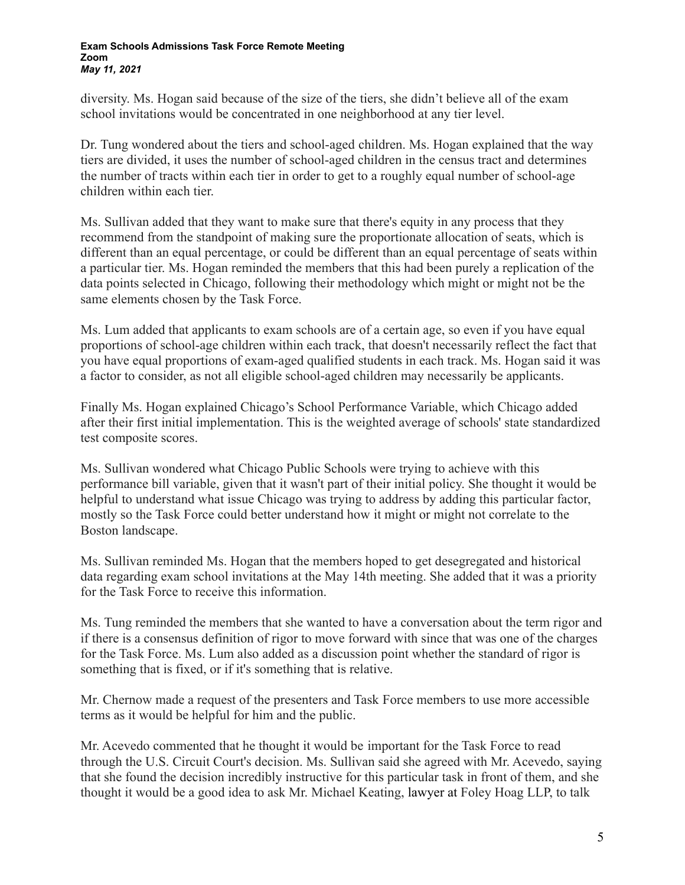diversity. Ms. Hogan said because of the size of the tiers, she didn't believe all of the exam school invitations would be concentrated in one neighborhood at any tier level.

Dr. Tung wondered about the tiers and school-aged children. Ms. Hogan explained that the way tiers are divided, it uses the number of school-aged children in the census tract and determines the number of tracts within each tier in order to get to a roughly equal number of school-age children within each tier.

Ms. Sullivan added that they want to make sure that there's equity in any process that they recommend from the standpoint of making sure the proportionate allocation of seats, which is different than an equal percentage, or could be different than an equal percentage of seats within a particular tier. Ms. Hogan reminded the members that this had been purely a replication of the data points selected in Chicago, following their methodology which might or might not be the same elements chosen by the Task Force.

Ms. Lum added that applicants to exam schools are of a certain age, so even if you have equal proportions of school-age children within each track, that doesn't necessarily reflect the fact that you have equal proportions of exam-aged qualified students in each track. Ms. Hogan said it was a factor to consider, as not all eligible school-aged children may necessarily be applicants.

Finally Ms. Hogan explained Chicago's School Performance Variable, which Chicago added after their first initial implementation. This is the weighted average of schools' state standardized test composite scores.

Ms. Sullivan wondered what Chicago Public Schools were trying to achieve with this performance bill variable, given that it wasn't part of their initial policy. She thought it would be helpful to understand what issue Chicago was trying to address by adding this particular factor, mostly so the Task Force could better understand how it might or might not correlate to the Boston landscape.

Ms. Sullivan reminded Ms. Hogan that the members hoped to get desegregated and historical data regarding exam school invitations at the May 14th meeting. She added that it was a priority for the Task Force to receive this information.

Ms. Tung reminded the members that she wanted to have a conversation about the term rigor and if there is a consensus definition of rigor to move forward with since that was one of the charges for the Task Force. Ms. Lum also added as a discussion point whether the standard of rigor is something that is fixed, or if it's something that is relative.

Mr. Chernow made a request of the presenters and Task Force members to use more accessible terms as it would be helpful for him and the public.

Mr. Acevedo commented that he thought it would be important for the Task Force to read through the U.S. Circuit Court's decision. Ms. Sullivan said she agreed with Mr. Acevedo, saying that she found the decision incredibly instructive for this particular task in front of them, and she thought it would be a good idea to ask Mr. Michael Keating, lawyer at Foley Hoag LLP, to talk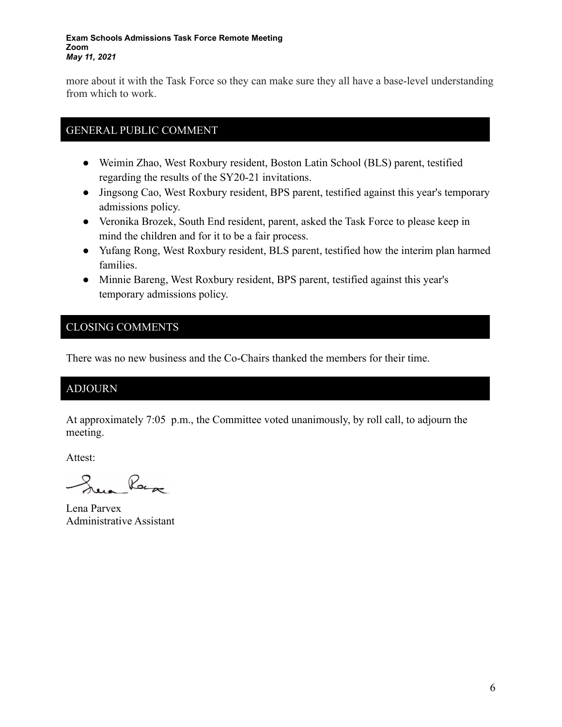more about it with the Task Force so they can make sure they all have a base-level understanding from which to work.

## GENERAL PUBLIC COMMENT

- Weimin Zhao, West Roxbury resident, Boston Latin School (BLS) parent, testified regarding the results of the SY20-21 invitations.
- Jingsong Cao, West Roxbury resident, BPS parent, testified against this year's temporary admissions policy.
- Veronika Brozek, South End resident, parent, asked the Task Force to please keep in mind the children and for it to be a fair process.
- Yufang Rong, West Roxbury resident, BLS parent, testified how the interim plan harmed families.
- Minnie Bareng, West Roxbury resident, BPS parent, testified against this year's temporary admissions policy.

## CLOSING COMMENTS

There was no new business and the Co-Chairs thanked the members for their time.

## ADJOURN

At approximately 7:05 p.m., the Committee voted unanimously, by roll call, to adjourn the meeting.

Attest:

Lena Parvex
Administrative Assistant